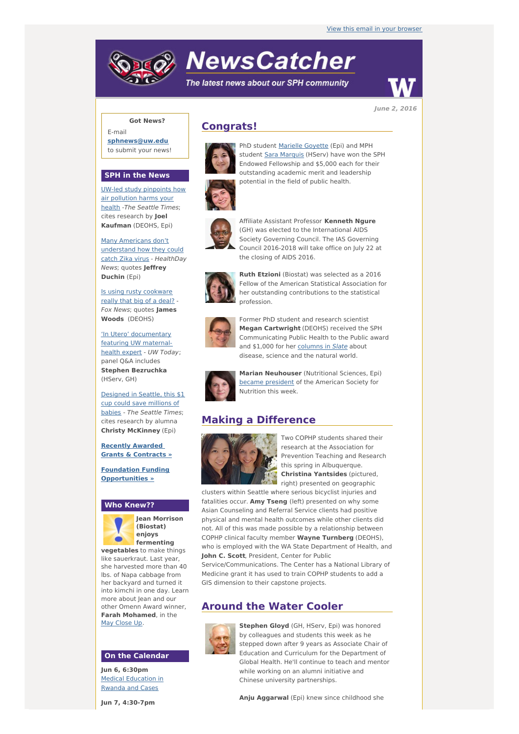View this email in your browser

# NewsCatcher

*The latest news about our SPH community*

*June 2, 2016*

**Got News?**
E-mail
**sphnews@uw.edu**
to submit your news!

## SPH in the News

UW-led study pinpoints how air pollution harms your health -*The Seattle Times*; cites research by **Joel Kaufman** (DEOHS, Epi)

Many Americans don't understand how they could catch Zika virus - *HealthDay News*; quotes **Jeffrey Duchin** (Epi)

Is using rusty cookware really that big of a deal? - *Fox News*; quotes **James Woods** (DEOHS)

'In Utero' documentary featuring UW maternal-health expert - *UW Today*; panel Q&A includes **Stephen Bezruchka** (HServ, GH)

Designed in Seattle, this $1 cup could save millions of babies - *The Seattle Times*; cites research by alumna **Christy McKinney** (Epi)

**Recently Awarded Grants & Contracts »**

**Foundation Funding Opportunities »**

## Who Knew??

**Jean Morrison (Biostat) enjoys fermenting vegetables** to make things like sauerkraut. Last year, she harvested more than 40 lbs. of Napa cabbage from her backyard and turned it into kimchi in one day. Learn more about Jean and our other Omenn Award winner, **Farah Mohamed**, in the May Close Up.

## On the Calendar

**Jun 6, 6:30pm**
Medical Education in Rwanda and Cases

**Jun 7, 4:30-7pm**

## Congrats!

PhD student Marielle Goyette (Epi) and MPH student Sara Marquis (HServ) have won the SPH Endowed Fellowship and $5,000 each for their outstanding academic merit and leadership potential in the field of public health.

Affiliate Assistant Professor **Kenneth Ngure** (GH) was elected to the International AIDS Society Governing Council. The IAS Governing Council 2016-2018 will take office on July 22 at the closing of AIDS 2016.

**Ruth Etzioni** (Biostat) was selected as a 2016 Fellow of the American Statistical Association for her outstanding contributions to the statistical profession.

Former PhD student and research scientist **Megan Cartwright** (DEOHS) received the SPH Communicating Public Health to the Public award and $1,000 for her columns in *Slate* about disease, science and the natural world.

**Marian Neuhouser** (Nutritional Sciences, Epi) became president of the American Society for Nutrition this week.

## Making a Difference

Two COPHP students shared their research at the Association for Prevention Teaching and Research this spring in Albuquerque. **Christina Yantsides** (pictured, right) presented on geographic clusters within Seattle where serious bicyclist injuries and fatalities occur. **Amy Tseng** (left) presented on why some Asian Counseling and Referral Service clients had positive physical and mental health outcomes while other clients did not. All of this was made possible by a relationship between COPHP clinical faculty member **Wayne Turnberg** (DEOHS), who is employed with the WA State Department of Health, and **John C. Scott**, President, Center for Public Service/Communications. The Center has a National Library of Medicine grant it has used to train COPHP students to add a GIS dimension to their capstone projects.

## Around the Water Cooler

**Stephen Gloyd** (GH, HServ, Epi) was honored by colleagues and students this week as he stepped down after 9 years as Associate Chair of Education and Curriculum for the Department of Global Health. He'll continue to teach and mentor while working on an alumni initiative and Chinese university partnerships.

**Anju Aggarwal** (Epi) knew since childhood she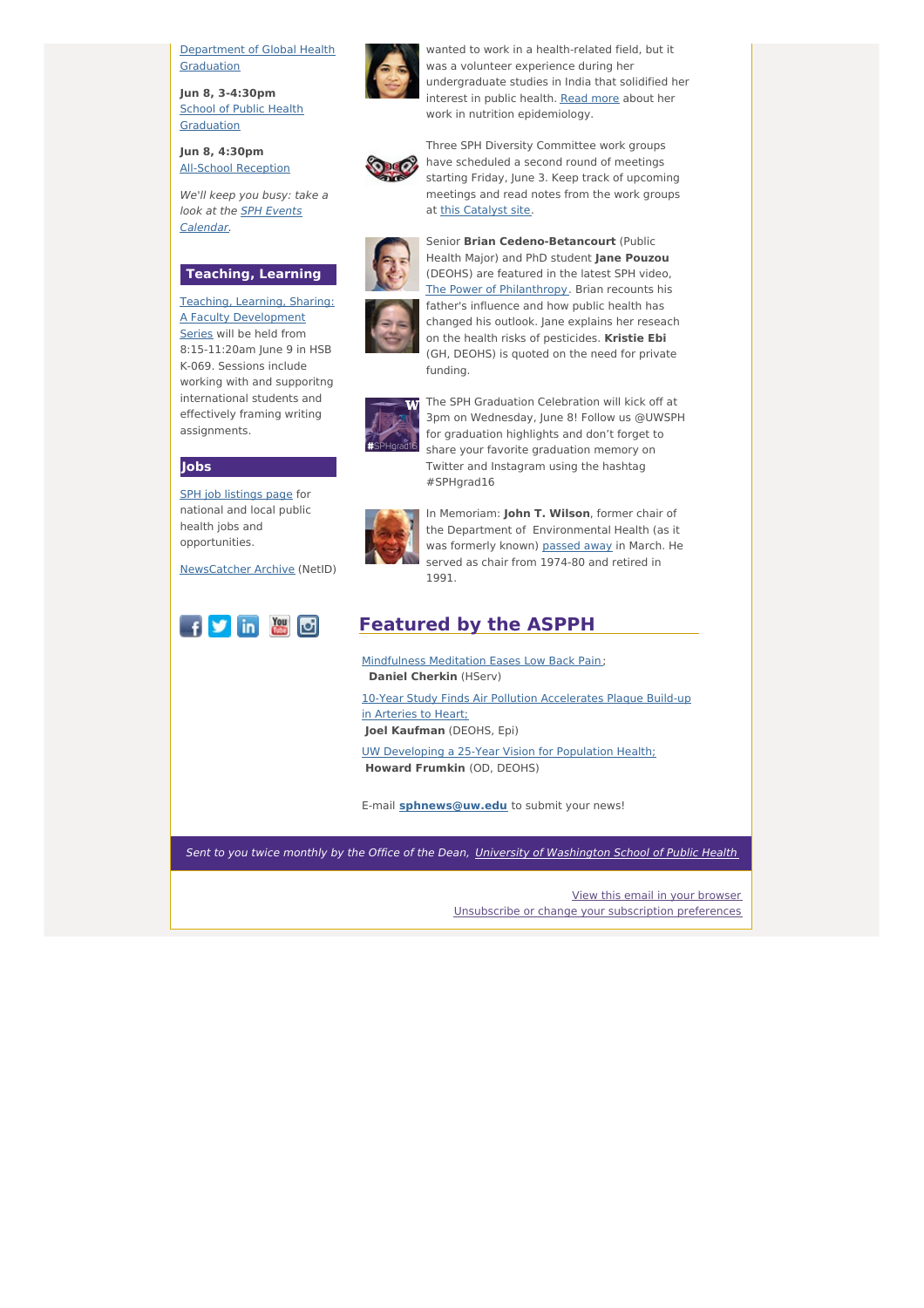Department of Global Health Graduation

**Jun 8, 3-4:30pm**
School of Public Health Graduation

**Jun 8, 4:30pm**
All-School Reception

*We'll keep you busy: take a look at the SPH Events Calendar.*

## Teaching, Learning

Teaching, Learning, Sharing: A Faculty Development Series will be held from 8:15-11:20am June 9 in HSB K-069. Sessions include working with and supporitng international students and effectively framing writing assignments.

## Jobs

SPH job listings page for national and local public health jobs and opportunities.

NewsCatcher Archive (NetID)

wanted to work in a health-related field, but it was a volunteer experience during her undergraduate studies in India that solidified her interest in public health. Read more about her work in nutrition epidemiology.

Three SPH Diversity Committee work groups have scheduled a second round of meetings starting Friday, June 3. Keep track of upcoming meetings and read notes from the work groups at this Catalyst site.

Senior **Brian Cedeno-Betancourt** (Public Health Major) and PhD student **Jane Pouzou** (DEOHS) are featured in the latest SPH video, The Power of Philanthropy. Brian recounts his father's influence and how public health has changed his outlook. Jane explains her reseach on the health risks of pesticides. **Kristie Ebi** (GH, DEOHS) is quoted on the need for private funding.

The SPH Graduation Celebration will kick off at 3pm on Wednesday, June 8! Follow us @UWSPH for graduation highlights and don't forget to share your favorite graduation memory on Twitter and Instagram using the hashtag #SPHgrad16

In Memoriam: **John T. Wilson**, former chair of the Department of Environmental Health (as it was formerly known) passed away in March. He served as chair from 1974-80 and retired in 1991.

## Featured by the ASPPH

Mindfulness Meditation Eases Low Back Pain;
**Daniel Cherkin** (HServ)

10-Year Study Finds Air Pollution Accelerates Plaque Build-up in Arteries to Heart;
**Joel Kaufman** (DEOHS, Epi)

UW Developing a 25-Year Vision for Population Health;
**Howard Frumkin** (OD, DEOHS)

E-mail **sphnews@uw.edu** to submit your news!

*Sent to you twice monthly by the Office of the Dean, University of Washington School of Public Health*

View this email in your browser
Unsubscribe or change your subscription preferences